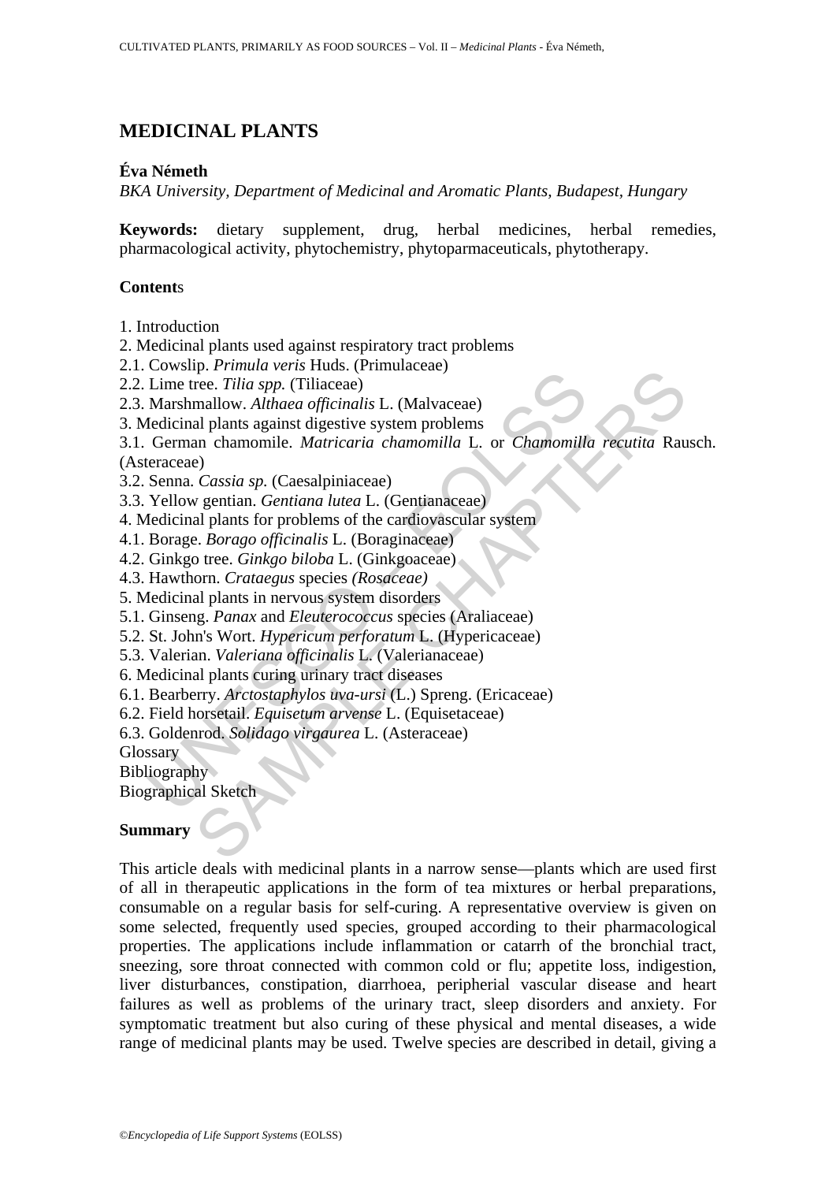# MEDICINAL PLANTS

**Éva Németh**

*BKA University, Department of Medicinal and Aromatic Plants, Budapest, Hungary*

**Keywords:** dietary supplement, drug, herbal medicines, herbal remedies, pharmacological activity, phytochemistry, phytoparmaceuticals, phytotherapy.

**Contents**

1. Introduction
2. Medicinal plants used against respiratory tract problems
2.1. Cowslip. *Primula veris* Huds. (Primulaceae)
2.2. Lime tree. *Tilia spp.* (Tiliaceae)
2.3. Marshmallow. *Althaea officinalis* L. (Malvaceae)
3. Medicinal plants against digestive system problems
3.1. German chamomile. *Matricaria chamomilla* L. or *Chamomilla recutita* Rausch. (Asteraceae)
3.2. Senna. *Cassia sp.* (Caesalpiniaceae)
3.3. Yellow gentian. *Gentiana lutea* L. (Gentianaceae)
4. Medicinal plants for problems of the cardiovascular system
4.1. Borage. *Borago officinalis* L. (Boraginaceae)
4.2. Ginkgo tree. *Ginkgo biloba* L. (Ginkgoaceae)
4.3. Hawthorn. *Crataegus* species *(Rosaceae)*
5. Medicinal plants in nervous system disorders
5.1. Ginseng. *Panax* and *Eleuterococcus* species (Araliaceae)
5.2. St. John's Wort. *Hypericum perforatum* L. (Hypericaceae)
5.3. Valerian. *Valeriana officinalis* L. (Valerianaceae)
6. Medicinal plants curing urinary tract diseases
6.1. Bearberry. *Arctostaphylos uva-ursi* (L.) Spreng. (Ericaceae)
6.2. Field horsetail. *Equisetum arvense* L. (Equisetaceae)
6.3. Goldenrod. *Solidago virgaurea* L. (Asteraceae)

Glossary
Bibliography
Biographical Sketch

## Summary

This article deals with medicinal plants in a narrow sense—plants which are used first of all in therapeutic applications in the form of tea mixtures or herbal preparations, consumable on a regular basis for self-curing. A representative overview is given on some selected, frequently used species, grouped according to their pharmacological properties. The applications include inflammation or catarrh of the bronchial tract, sneezing, sore throat connected with common cold or flu; appetite loss, indigestion, liver disturbances, constipation, diarrhoea, peripherial vascular disease and heart failures as well as problems of the urinary tract, sleep disorders and anxiety. For symptomatic treatment but also curing of these physical and mental diseases, a wide range of medicinal plants may be used. Twelve species are described in detail, giving a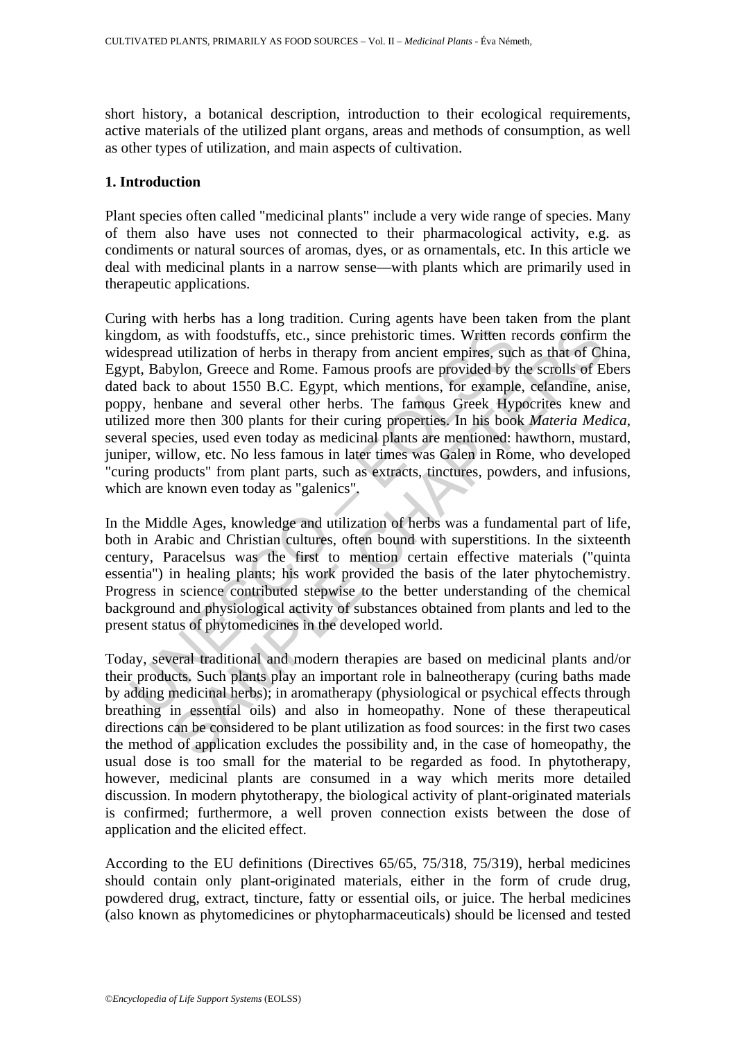short history, a botanical description, introduction to their ecological requirements, active materials of the utilized plant organs, areas and methods of consumption, as well as other types of utilization, and main aspects of cultivation.

## 1. Introduction

Plant species often called "medicinal plants" include a very wide range of species. Many of them also have uses not connected to their pharmacological activity, e.g. as condiments or natural sources of aromas, dyes, or as ornamentals, etc. In this article we deal with medicinal plants in a narrow sense—with plants which are primarily used in therapeutic applications.

Curing with herbs has a long tradition. Curing agents have been taken from the plant kingdom, as with foodstuffs, etc., since prehistoric times. Written records confirm the widespread utilization of herbs in therapy from ancient empires, such as that of China, Egypt, Babylon, Greece and Rome. Famous proofs are provided by the scrolls of Ebers dated back to about 1550 B.C. Egypt, which mentions, for example, celandine, anise, poppy, henbane and several other herbs. The famous Greek Hypocrites knew and utilized more then 300 plants for their curing properties. In his book *Materia Medica*, several species, used even today as medicinal plants are mentioned: hawthorn, mustard, juniper, willow, etc. No less famous in later times was Galen in Rome, who developed "curing products" from plant parts, such as extracts, tinctures, powders, and infusions, which are known even today as "galenics".

In the Middle Ages, knowledge and utilization of herbs was a fundamental part of life, both in Arabic and Christian cultures, often bound with superstitions. In the sixteenth century, Paracelsus was the first to mention certain effective materials ("quinta essentia") in healing plants; his work provided the basis of the later phytochemistry. Progress in science contributed stepwise to the better understanding of the chemical background and physiological activity of substances obtained from plants and led to the present status of phytomedicines in the developed world.

Today, several traditional and modern therapies are based on medicinal plants and/or their products. Such plants play an important role in balneotherapy (curing baths made by adding medicinal herbs); in aromatherapy (physiological or psychical effects through breathing in essential oils) and also in homeopathy. None of these therapeutical directions can be considered to be plant utilization as food sources: in the first two cases the method of application excludes the possibility and, in the case of homeopathy, the usual dose is too small for the material to be regarded as food. In phytotherapy, however, medicinal plants are consumed in a way which merits more detailed discussion. In modern phytotherapy, the biological activity of plant-originated materials is confirmed; furthermore, a well proven connection exists between the dose of application and the elicited effect.

According to the EU definitions (Directives 65/65, 75/318, 75/319), herbal medicines should contain only plant-originated materials, either in the form of crude drug, powdered drug, extract, tincture, fatty or essential oils, or juice. The herbal medicines (also known as phytomedicines or phytopharmaceuticals) should be licensed and tested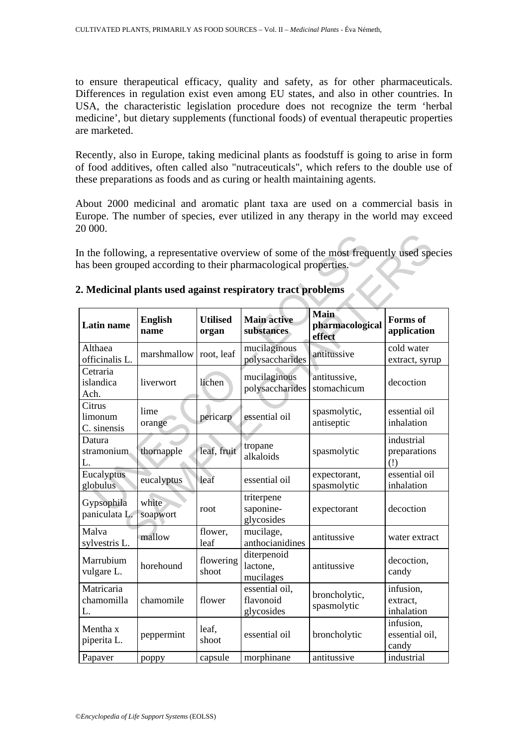to ensure therapeutical efficacy, quality and safety, as for other pharmaceuticals. Differences in regulation exist even among EU states, and also in other countries. In USA, the characteristic legislation procedure does not recognize the term 'herbal medicine', but dietary supplements (functional foods) of eventual therapeutic properties are marketed.

Recently, also in Europe, taking medicinal plants as foodstuff is going to arise in form of food additives, often called also "nutraceuticals", which refers to the double use of these preparations as foods and as curing or health maintaining agents.

About 2000 medicinal and aromatic plant taxa are used on a commercial basis in Europe. The number of species, ever utilized in any therapy in the world may exceed 20 000.

In the following, a representative overview of some of the most frequently used species has been grouped according to their pharmacological properties.

## 2. Medicinal plants used against respiratory tract problems

| Latin name | English name | Utilised organ | Main active substances | Main pharmacological effect | Forms of application |
|---|---|---|---|---|---|
| Althaea officinalis L. | marshmallow | root, leaf | mucilaginous polysaccharides | antitussive | cold water extract, syrup |
| Cetraria islandica Ach. | liverwort | lichen | mucilaginous polysaccharides | antitussive, stomachicum | decoction |
| Citrus limonum C. sinensis | lime orange | pericarp | essential oil | spasmolytic, antiseptic | essential oil inhalation |
| Datura stramonium L. | thornapple | leaf, fruit | tropane alkaloids | spasmolytic | industrial preparations (!) |
| Eucalyptus globulus | eucalyptus | leaf | essential oil | expectorant, spasmolytic | essential oil inhalation |
| Gypsophila paniculata L. | white soapwort | root | triterpene saponine-glycosides | expectorant | decoction |
| Malva sylvestris L. | mallow | flower, leaf | mucilage, anthocianidines | antitussive | water extract |
| Marrubium vulgare L. | horehound | flowering shoot | diterpenoid lactone, mucilages | antitussive | decoction, candy |
| Matricaria chamomilla L. | chamomile | flower | essential oil, flavonoid glycosides | broncholytic, spasmolytic | infusion, extract, inhalation |
| Mentha x piperita L. | peppermint | leaf, shoot | essential oil | broncholytic | infusion, essential oil, candy |
| Papaver | poppy | capsule | morphinane | antitussive | industrial |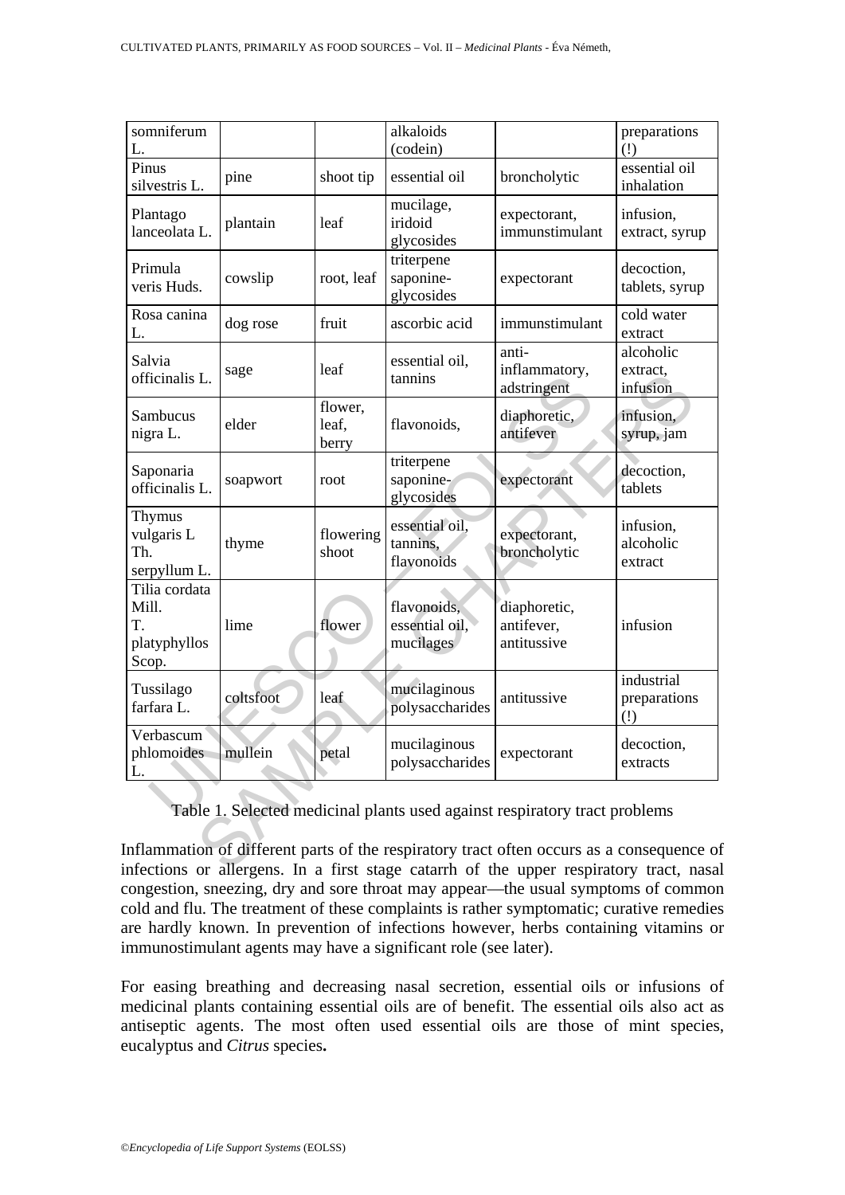| somniferum L. | | | alkaloids (codein) | | preparations (!) |
|---|---|---|---|---|---|
| Pinus silvestris L. | pine | shoot tip | essential oil | broncholytic | essential oil inhalation |
| Plantago lanceolata L. | plantain | leaf | mucilage, iridoid glycosides | expectorant, immunstimulant | infusion, extract, syrup |
| Primula veris Huds. | cowslip | root, leaf | triterpene saponine-glycosides | expectorant | decoction, tablets, syrup |
| Rosa canina L. | dog rose | fruit | ascorbic acid | immunstimulant | cold water extract |
| Salvia officinalis L. | sage | leaf | essential oil, tannins | anti-inflammatory, adstringent | alcoholic extract, infusion |
| Sambucus nigra L. | elder | flower, leaf, berry | flavonoids, | diaphoretic, antifever | infusion, syrup, jam |
| Saponaria officinalis L. | soapwort | root | triterpene saponine-glycosides | expectorant | decoction, tablets |
| Thymus vulgaris L Th. serpyllum L. | thyme | flowering shoot | essential oil, tannins, flavonoids | expectorant, broncholytic | infusion, alcoholic extract |
| Tilia cordata Mill. T. platyphyllos Scop. | lime | flower | flavonoids, essential oil, mucilages | diaphoretic, antifever, antitussive | infusion |
| Tussilago farfara L. | coltsfoot | leaf | mucilaginous polysaccharides | antitussive | industrial preparations (!) |
| Verbascum phlomoides L. | mullein | petal | mucilaginous polysaccharides | expectorant | decoction, extracts |

Table 1. Selected medicinal plants used against respiratory tract problems

Inflammation of different parts of the respiratory tract often occurs as a consequence of infections or allergens. In a first stage catarrh of the upper respiratory tract, nasal congestion, sneezing, dry and sore throat may appear—the usual symptoms of common cold and flu. The treatment of these complaints is rather symptomatic; curative remedies are hardly known. In prevention of infections however, herbs containing vitamins or immunostimulant agents may have a significant role (see later).

For easing breathing and decreasing nasal secretion, essential oils or infusions of medicinal plants containing essential oils are of benefit. The essential oils also act as antiseptic agents. The most often used essential oils are those of mint species, eucalyptus and *Citrus* species**.**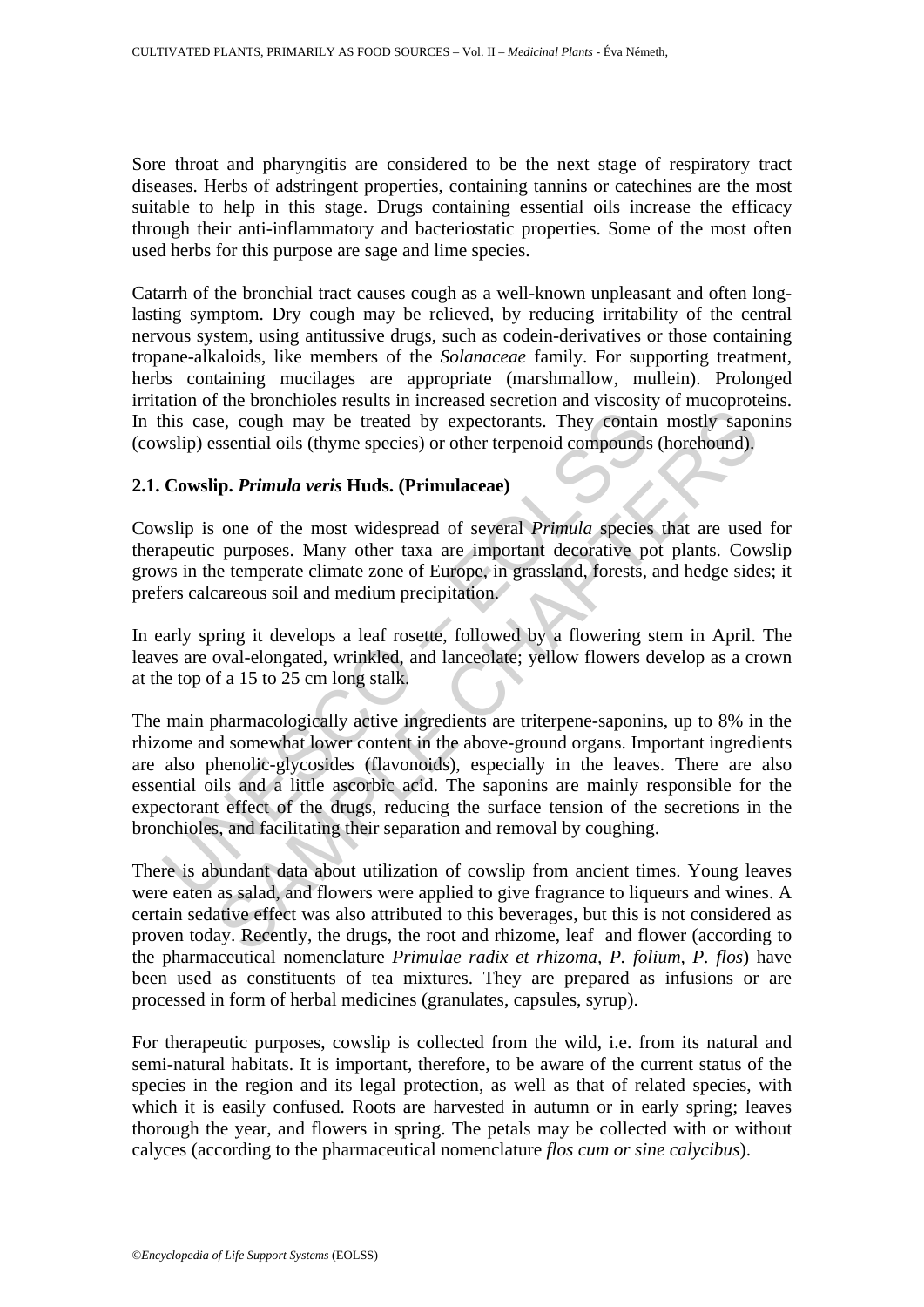Sore throat and pharyngitis are considered to be the next stage of respiratory tract diseases. Herbs of adstringent properties, containing tannins or catechines are the most suitable to help in this stage. Drugs containing essential oils increase the efficacy through their anti-inflammatory and bacteriostatic properties. Some of the most often used herbs for this purpose are sage and lime species.

Catarrh of the bronchial tract causes cough as a well-known unpleasant and often long-lasting symptom. Dry cough may be relieved, by reducing irritability of the central nervous system, using antitussive drugs, such as codein-derivatives or those containing tropane-alkaloids, like members of the *Solanaceae* family. For supporting treatment, herbs containing mucilages are appropriate (marshmallow, mullein). Prolonged irritation of the bronchioles results in increased secretion and viscosity of mucoproteins. In this case, cough may be treated by expectorants. They contain mostly saponins (cowslip) essential oils (thyme species) or other terpenoid compounds (horehound).

## 2.1. Cowslip. *Primula veris* Huds. (Primulaceae)

Cowslip is one of the most widespread of several *Primula* species that are used for therapeutic purposes. Many other taxa are important decorative pot plants. Cowslip grows in the temperate climate zone of Europe, in grassland, forests, and hedge sides; it prefers calcareous soil and medium precipitation.

In early spring it develops a leaf rosette, followed by a flowering stem in April. The leaves are oval-elongated, wrinkled, and lanceolate; yellow flowers develop as a crown at the top of a 15 to 25 cm long stalk.

The main pharmacologically active ingredients are triterpene-saponins, up to 8% in the rhizome and somewhat lower content in the above-ground organs. Important ingredients are also phenolic-glycosides (flavonoids), especially in the leaves. There are also essential oils and a little ascorbic acid. The saponins are mainly responsible for the expectorant effect of the drugs, reducing the surface tension of the secretions in the bronchioles, and facilitating their separation and removal by coughing.

There is abundant data about utilization of cowslip from ancient times. Young leaves were eaten as salad, and flowers were applied to give fragrance to liqueurs and wines. A certain sedative effect was also attributed to this beverages, but this is not considered as proven today. Recently, the drugs, the root and rhizome, leaf and flower (according to the pharmaceutical nomenclature *Primulae radix et rhizoma, P. folium, P. flos*) have been used as constituents of tea mixtures. They are prepared as infusions or are processed in form of herbal medicines (granulates, capsules, syrup).

For therapeutic purposes, cowslip is collected from the wild, i.e. from its natural and semi-natural habitats. It is important, therefore, to be aware of the current status of the species in the region and its legal protection, as well as that of related species, with which it is easily confused. Roots are harvested in autumn or in early spring; leaves thorough the year, and flowers in spring. The petals may be collected with or without calyces (according to the pharmaceutical nomenclature *flos cum or sine calycibus*).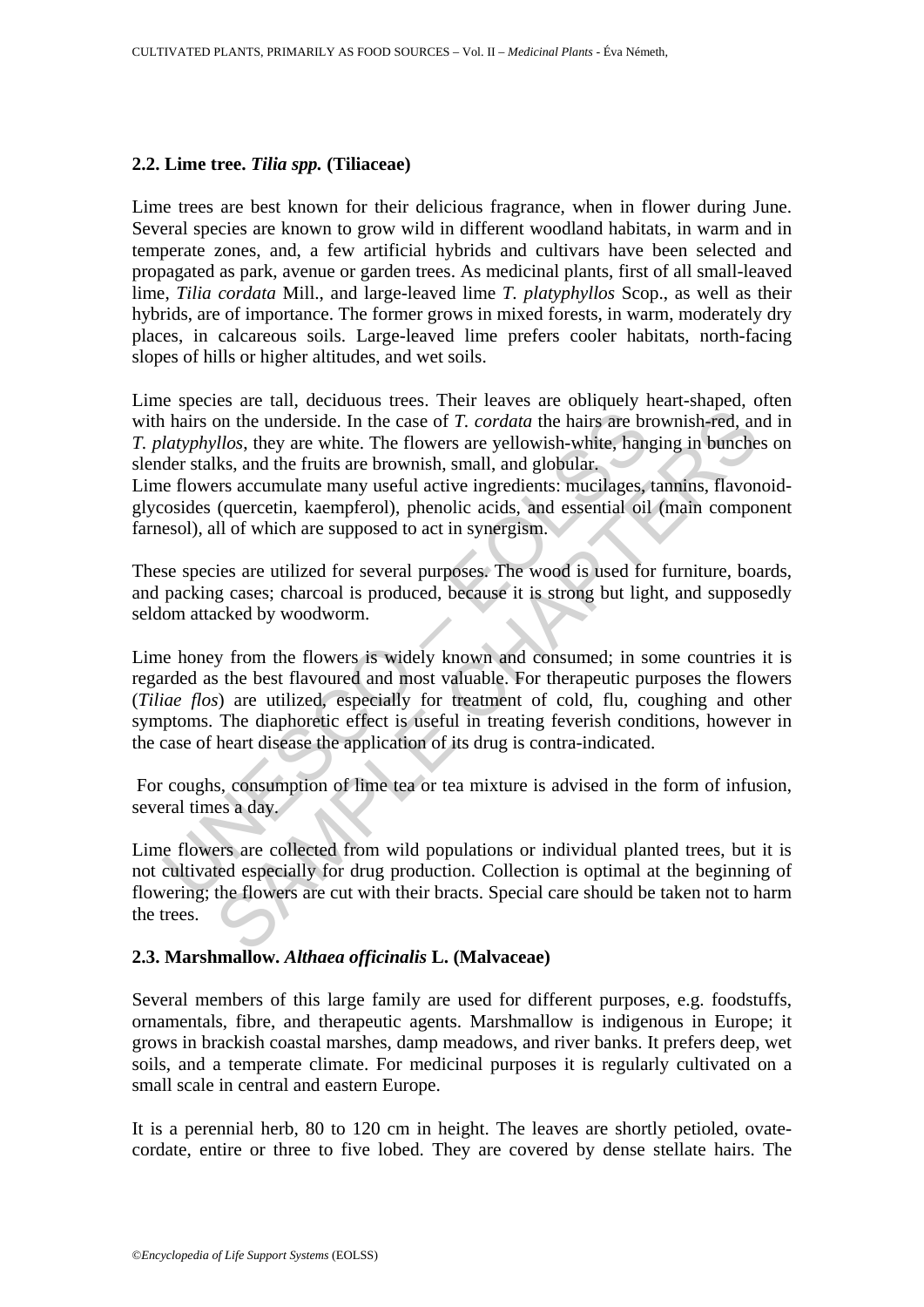### 2.2. Lime tree. *Tilia spp.* (Tiliaceae)

Lime trees are best known for their delicious fragrance, when in flower during June. Several species are known to grow wild in different woodland habitats, in warm and in temperate zones, and, a few artificial hybrids and cultivars have been selected and propagated as park, avenue or garden trees. As medicinal plants, first of all small-leaved lime, *Tilia cordata* Mill., and large-leaved lime *T. platyphyllos* Scop., as well as their hybrids, are of importance. The former grows in mixed forests, in warm, moderately dry places, in calcareous soils. Large-leaved lime prefers cooler habitats, north-facing slopes of hills or higher altitudes, and wet soils.

Lime species are tall, deciduous trees. Their leaves are obliquely heart-shaped, often with hairs on the underside. In the case of *T. cordata* the hairs are brownish-red, and in *T. platyphyllos*, they are white. The flowers are yellowish-white, hanging in bunches on slender stalks, and the fruits are brownish, small, and globular.
Lime flowers accumulate many useful active ingredients: mucilages, tannins, flavonoid-glycosides (quercetin, kaempferol), phenolic acids, and essential oil (main component farnesol), all of which are supposed to act in synergism.

These species are utilized for several purposes. The wood is used for furniture, boards, and packing cases; charcoal is produced, because it is strong but light, and supposedly seldom attacked by woodworm.

Lime honey from the flowers is widely known and consumed; in some countries it is regarded as the best flavoured and most valuable. For therapeutic purposes the flowers (*Tiliae flos*) are utilized, especially for treatment of cold, flu, coughing and other symptoms. The diaphoretic effect is useful in treating feverish conditions, however in the case of heart disease the application of its drug is contra-indicated.

For coughs, consumption of lime tea or tea mixture is advised in the form of infusion, several times a day.

Lime flowers are collected from wild populations or individual planted trees, but it is not cultivated especially for drug production. Collection is optimal at the beginning of flowering; the flowers are cut with their bracts. Special care should be taken not to harm the trees.

### 2.3. Marshmallow. *Althaea officinalis* L. (Malvaceae)

Several members of this large family are used for different purposes, e.g. foodstuffs, ornamentals, fibre, and therapeutic agents. Marshmallow is indigenous in Europe; it grows in brackish coastal marshes, damp meadows, and river banks. It prefers deep, wet soils, and a temperate climate. For medicinal purposes it is regularly cultivated on a small scale in central and eastern Europe.

It is a perennial herb, 80 to 120 cm in height. The leaves are shortly petioled, ovate-cordate, entire or three to five lobed. They are covered by dense stellate hairs. The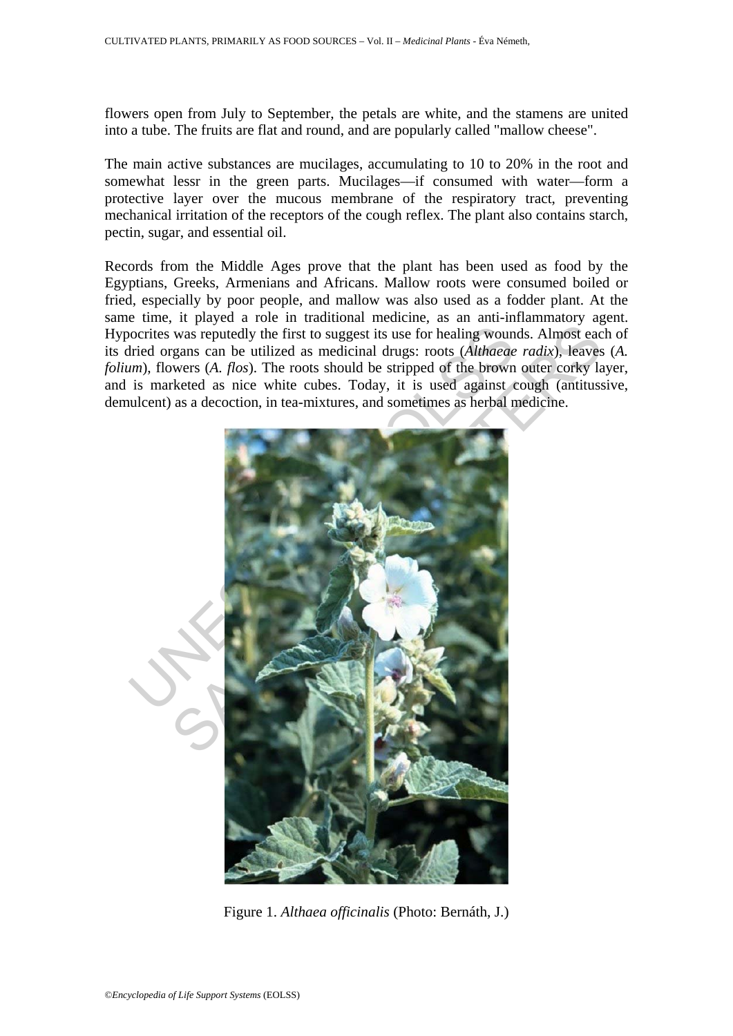flowers open from July to September, the petals are white, and the stamens are united into a tube. The fruits are flat and round, and are popularly called "mallow cheese".

The main active substances are mucilages, accumulating to 10 to 20% in the root and somewhat lessr in the green parts. Mucilages—if consumed with water—form a protective layer over the mucous membrane of the respiratory tract, preventing mechanical irritation of the receptors of the cough reflex. The plant also contains starch, pectin, sugar, and essential oil.

Records from the Middle Ages prove that the plant has been used as food by the Egyptians, Greeks, Armenians and Africans. Mallow roots were consumed boiled or fried, especially by poor people, and mallow was also used as a fodder plant. At the same time, it played a role in traditional medicine, as an anti-inflammatory agent. Hypocrites was reputedly the first to suggest its use for healing wounds. Almost each of its dried organs can be utilized as medicinal drugs: roots (*Althaeae radix*), leaves (*A. folium*), flowers (*A. flos*). The roots should be stripped of the brown outer corky layer, and is marketed as nice white cubes. Today, it is used against cough (antitussive, demulcent) as a decoction, in tea-mixtures, and sometimes as herbal medicine.

Figure 1. *Althaea officinalis* (Photo: Bernáth, J.)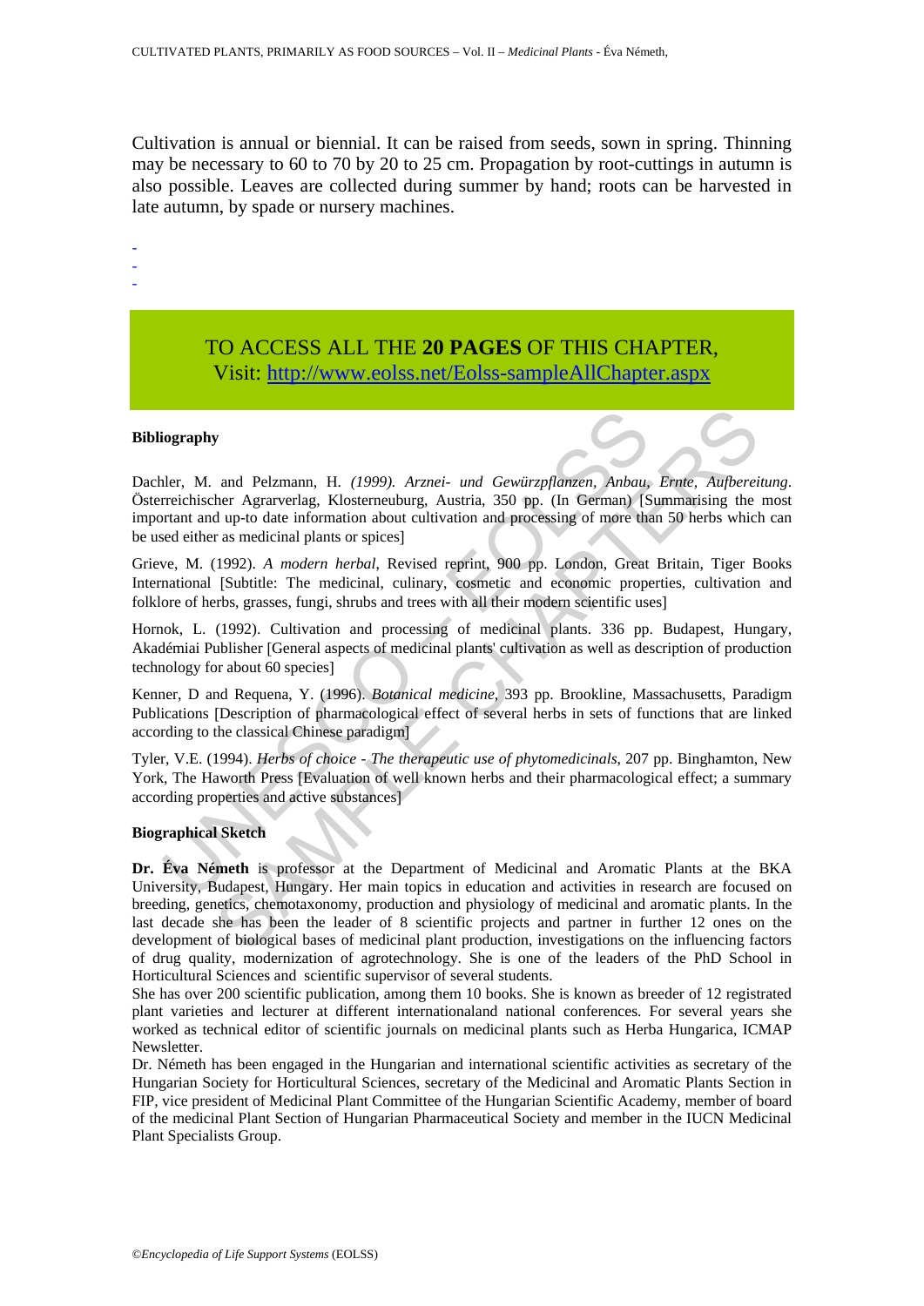Cultivation is annual or biennial. It can be raised from seeds, sown in spring. Thinning may be necessary to 60 to 70 by 20 to 25 cm. Propagation by root-cuttings in autumn is also possible. Leaves are collected during summer by hand; roots can be harvested in late autumn, by spade or nursery machines.

-
-
-

TO ACCESS ALL THE **20 PAGES** OF THIS CHAPTER,
Visit: http://www.eolss.net/Eolss-sampleAllChapter.aspx

**Bibliography**

Dachler, M. and Pelzmann, H. *(1999). Arznei- und Gewürzpflanzen, Anbau, Ernte, Aufbereitung*. Österreichischer Agrarverlag, Klosterneuburg, Austria, 350 pp. (In German) [Summarising the most important and up-to date information about cultivation and processing of more than 50 herbs which can be used either as medicinal plants or spices]

Grieve, M. (1992). *A modern herbal,* Revised reprint, 900 pp. London, Great Britain, Tiger Books International [Subtitle: The medicinal, culinary, cosmetic and economic properties, cultivation and folklore of herbs, grasses, fungi, shrubs and trees with all their modern scientific uses]

Hornok, L. (1992). Cultivation and processing of medicinal plants. 336 pp. Budapest, Hungary, Akadémiai Publisher [General aspects of medicinal plants' cultivation as well as description of production technology for about 60 species]

Kenner, D and Requena, Y. (1996). *Botanical medicine,* 393 pp. Brookline, Massachusetts, Paradigm Publications [Description of pharmacological effect of several herbs in sets of functions that are linked according to the classical Chinese paradigm]

Tyler, V.E. (1994). *Herbs of choice - The therapeutic use of phytomedicinals,* 207 pp. Binghamton, New York, The Haworth Press [Evaluation of well known herbs and their pharmacological effect; a summary according properties and active substances]

**Biographical Sketch**

**Dr. Éva Németh** is professor at the Department of Medicinal and Aromatic Plants at the BKA University, Budapest, Hungary. Her main topics in education and activities in research are focused on breeding, genetics, chemotaxonomy, production and physiology of medicinal and aromatic plants. In the last decade she has been the leader of 8 scientific projects and partner in further 12 ones on the development of biological bases of medicinal plant production, investigations on the influencing factors of drug quality, modernization of agrotechnology. She is one of the leaders of the PhD School in Horticultural Sciences and scientific supervisor of several students.
She has over 200 scientific publication, among them 10 books. She is known as breeder of 12 registrated plant varieties and lecturer at different internationaland national conferences. For several years she worked as technical editor of scientific journals on medicinal plants such as Herba Hungarica, ICMAP Newsletter.
Dr. Németh has been engaged in the Hungarian and international scientific activities as secretary of the Hungarian Society for Horticultural Sciences, secretary of the Medicinal and Aromatic Plants Section in FIP, vice president of Medicinal Plant Committee of the Hungarian Scientific Academy, member of board of the medicinal Plant Section of Hungarian Pharmaceutical Society and member in the IUCN Medicinal Plant Specialists Group.